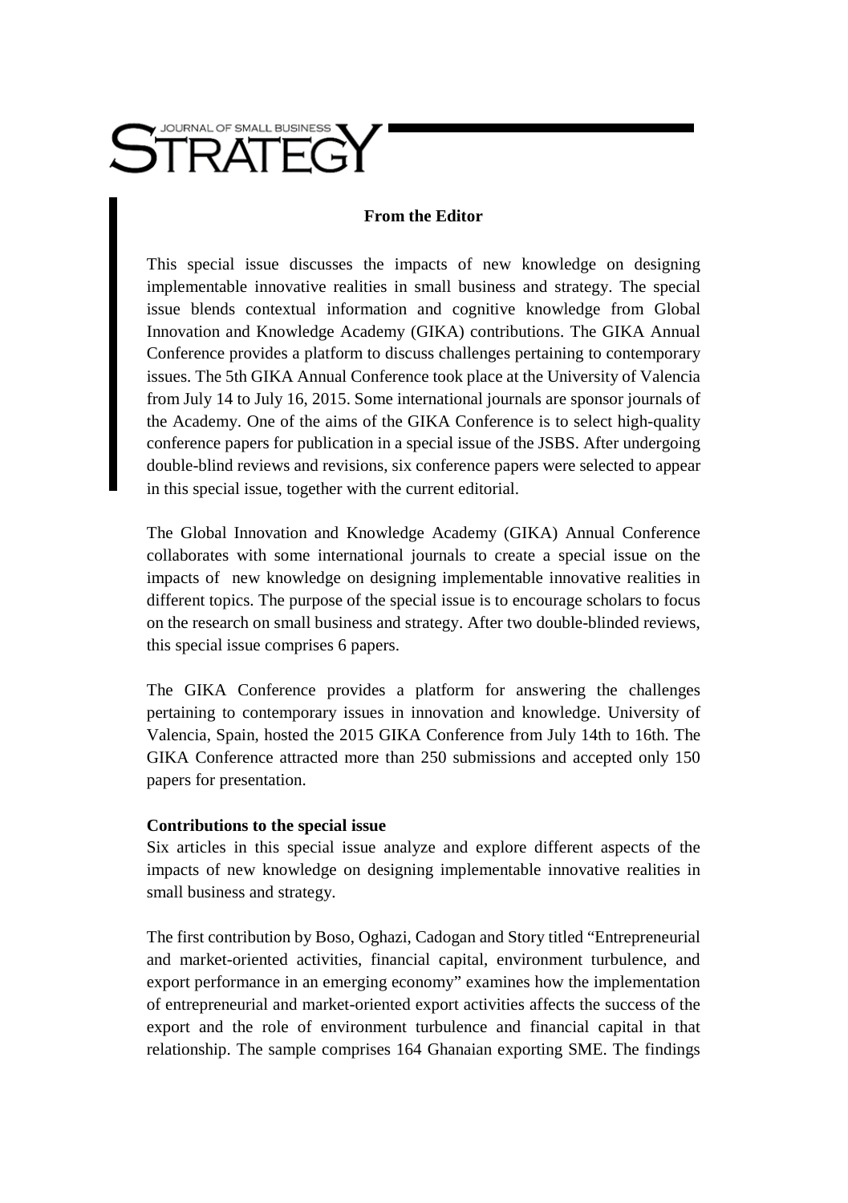# From the Editor

This special issue discusses the impacts of new knowledge on designing implementable innovative realities in small business and strategy. The special issue blends contextual information and cognitive knowledge from Global Innovation and Knowledge Academy (GIKA) contributions. The GIKA Annual Conference provides a platform to discuss challenges pertaining to contemporary issues. The 5th GIKA Annual Conference took place at the University of Valencia from July 14 to July 16, 2015. Some international journals are sponsor journals of the Academy. One of the aims of the GIKA Conference is to select high-quality conference papers for publication in a special issue of the JSBS. After undergoing double-blind reviews and revisions, six conference papers were selected to appear in this special issue, together with the current editorial.

The Global Innovation and Knowledge Academy (GIKA) Annual Conference collaborates with some international journals to create a special issue on the impacts of new knowledge on designing implementable innovative realities in different topics. The purpose of the special issue is to encourage scholars to focus on the research on small business and strategy. After two double-blinded reviews, this special issue comprises 6 papers.

The GIKA Conference provides a platform for answering the challenges pertaining to contemporary issues in innovation and knowledge. University of Valencia, Spain, hosted the 2015 GIKA Conference from July 14th to 16th. The GIKA Conference attracted more than 250 submissions and accepted only 150 papers for presentation.

## Contributions to the special issue

Six articles in this special issue analyze and explore different aspects of the impacts of new knowledge on designing implementable innovative realities in small business and strategy.

The first contribution by Boso, Oghazi, Cadogan and Story titled "Entrepreneurial and market-oriented activities, financial capital, environment turbulence, and export performance in an emerging economy" examines how the implementation of entrepreneurial and market-oriented export activities affects the success of the export and the role of environment turbulence and financial capital in that relationship. The sample comprises 164 Ghanaian exporting SME. The findings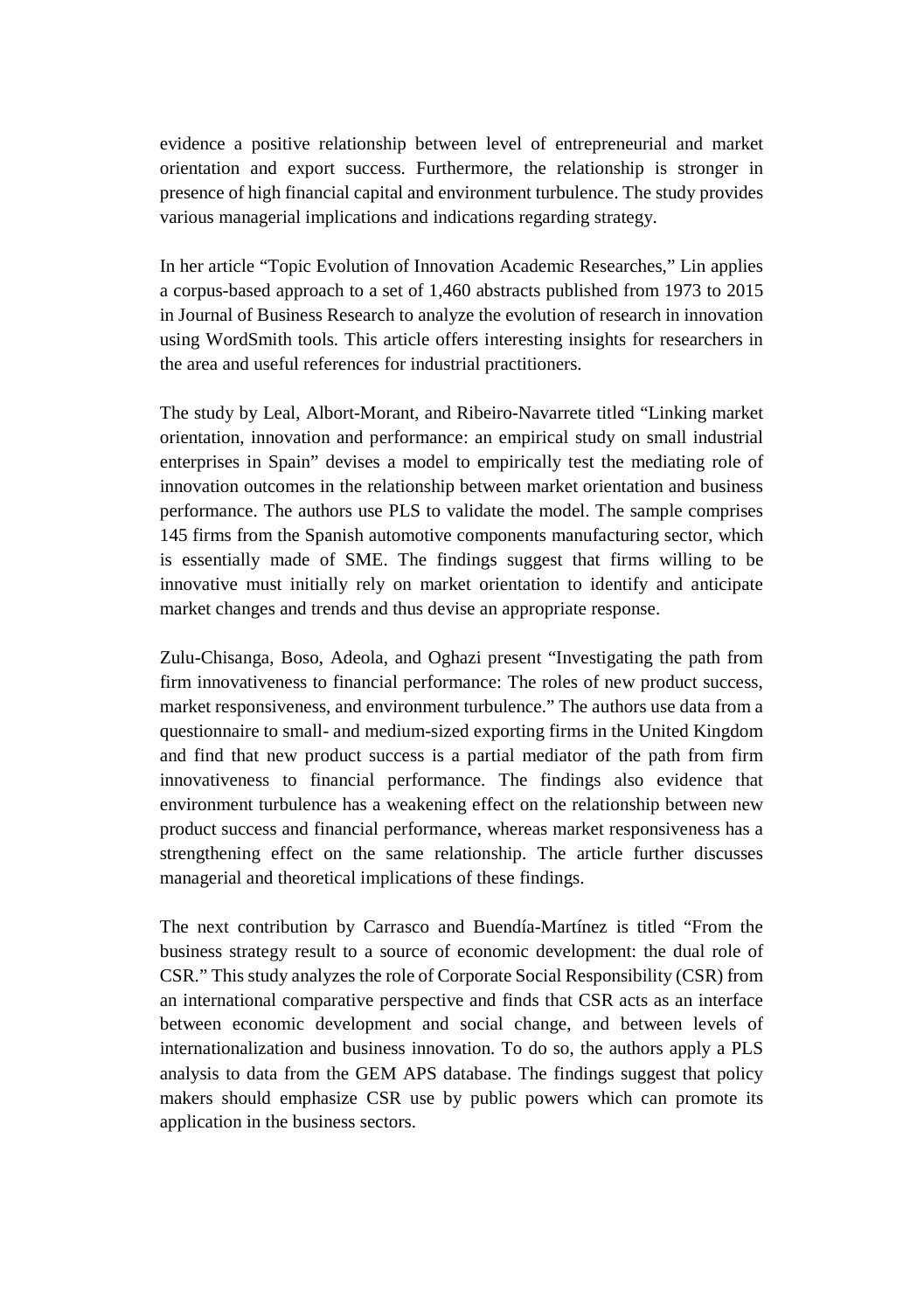evidence a positive relationship between level of entrepreneurial and market orientation and export success. Furthermore, the relationship is stronger in presence of high financial capital and environment turbulence. The study provides various managerial implications and indications regarding strategy.

In her article "Topic Evolution of Innovation Academic Researches," Lin applies a corpus-based approach to a set of 1,460 abstracts published from 1973 to 2015 in Journal of Business Research to analyze the evolution of research in innovation using WordSmith tools. This article offers interesting insights for researchers in the area and useful references for industrial practitioners.

The study by Leal, Albort-Morant, and Ribeiro-Navarrete titled "Linking market orientation, innovation and performance: an empirical study on small industrial enterprises in Spain" devises a model to empirically test the mediating role of innovation outcomes in the relationship between market orientation and business performance. The authors use PLS to validate the model. The sample comprises 145 firms from the Spanish automotive components manufacturing sector, which is essentially made of SME. The findings suggest that firms willing to be innovative must initially rely on market orientation to identify and anticipate market changes and trends and thus devise an appropriate response.

Zulu-Chisanga, Boso, Adeola, and Oghazi present "Investigating the path from firm innovativeness to financial performance: The roles of new product success, market responsiveness, and environment turbulence." The authors use data from a questionnaire to small- and medium-sized exporting firms in the United Kingdom and find that new product success is a partial mediator of the path from firm innovativeness to financial performance. The findings also evidence that environment turbulence has a weakening effect on the relationship between new product success and financial performance, whereas market responsiveness has a strengthening effect on the same relationship. The article further discusses managerial and theoretical implications of these findings.

The next contribution by Carrasco and Buendía-Martínez is titled "From the business strategy result to a source of economic development: the dual role of CSR." This study analyzes the role of Corporate Social Responsibility (CSR) from an international comparative perspective and finds that CSR acts as an interface between economic development and social change, and between levels of internationalization and business innovation. To do so, the authors apply a PLS analysis to data from the GEM APS database. The findings suggest that policy makers should emphasize CSR use by public powers which can promote its application in the business sectors.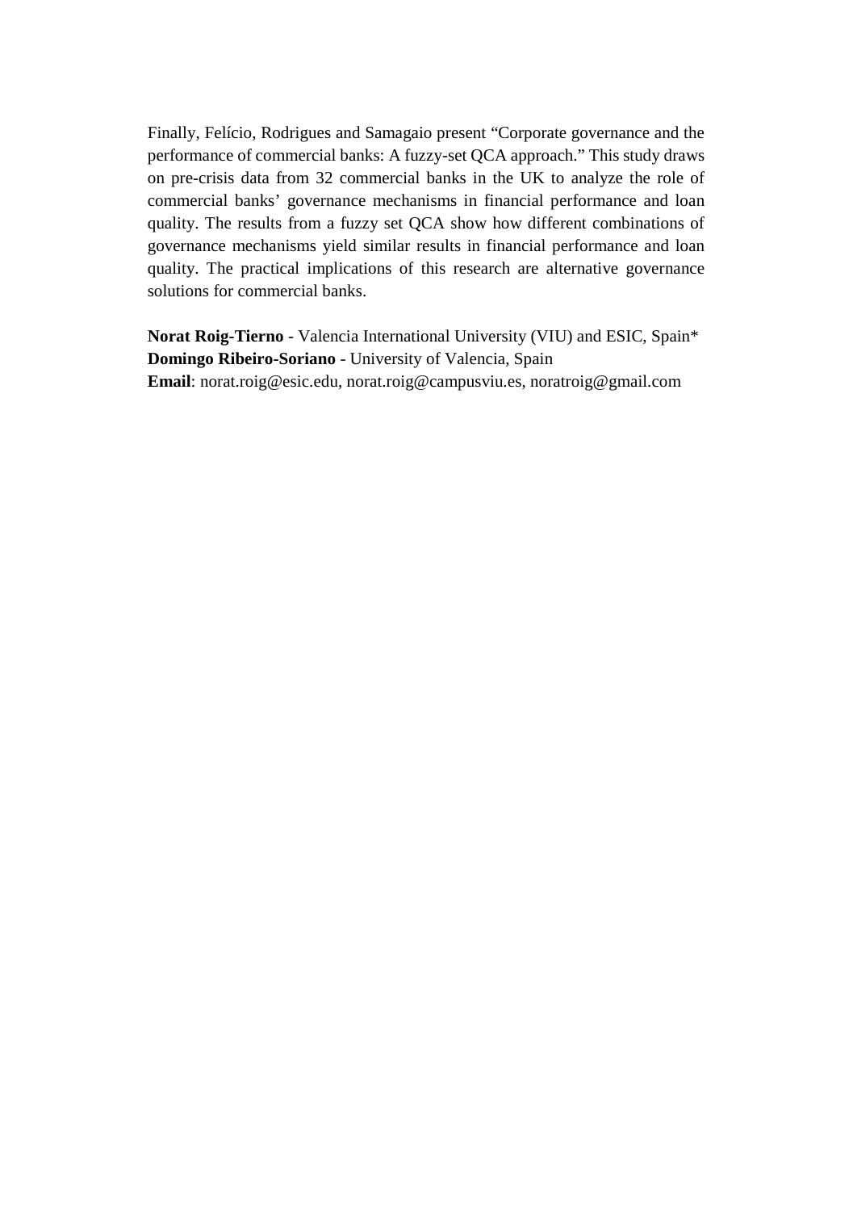Finally, Felício, Rodrigues and Samagaio present “Corporate governance and the performance of commercial banks: A fuzzy-set QCA approach.” This study draws on pre-crisis data from 32 commercial banks in the UK to analyze the role of commercial banks’ governance mechanisms in financial performance and loan quality. The results from a fuzzy set QCA show how different combinations of governance mechanisms yield similar results in financial performance and loan quality. The practical implications of this research are alternative governance solutions for commercial banks.

**Norat Roig-Tierno** - Valencia International University (VIU) and ESIC, Spain*
**Domingo Ribeiro-Soriano** - University of Valencia, Spain
**Email**: norat.roig@esic.edu, norat.roig@campusviu.es, noratroig@gmail.com